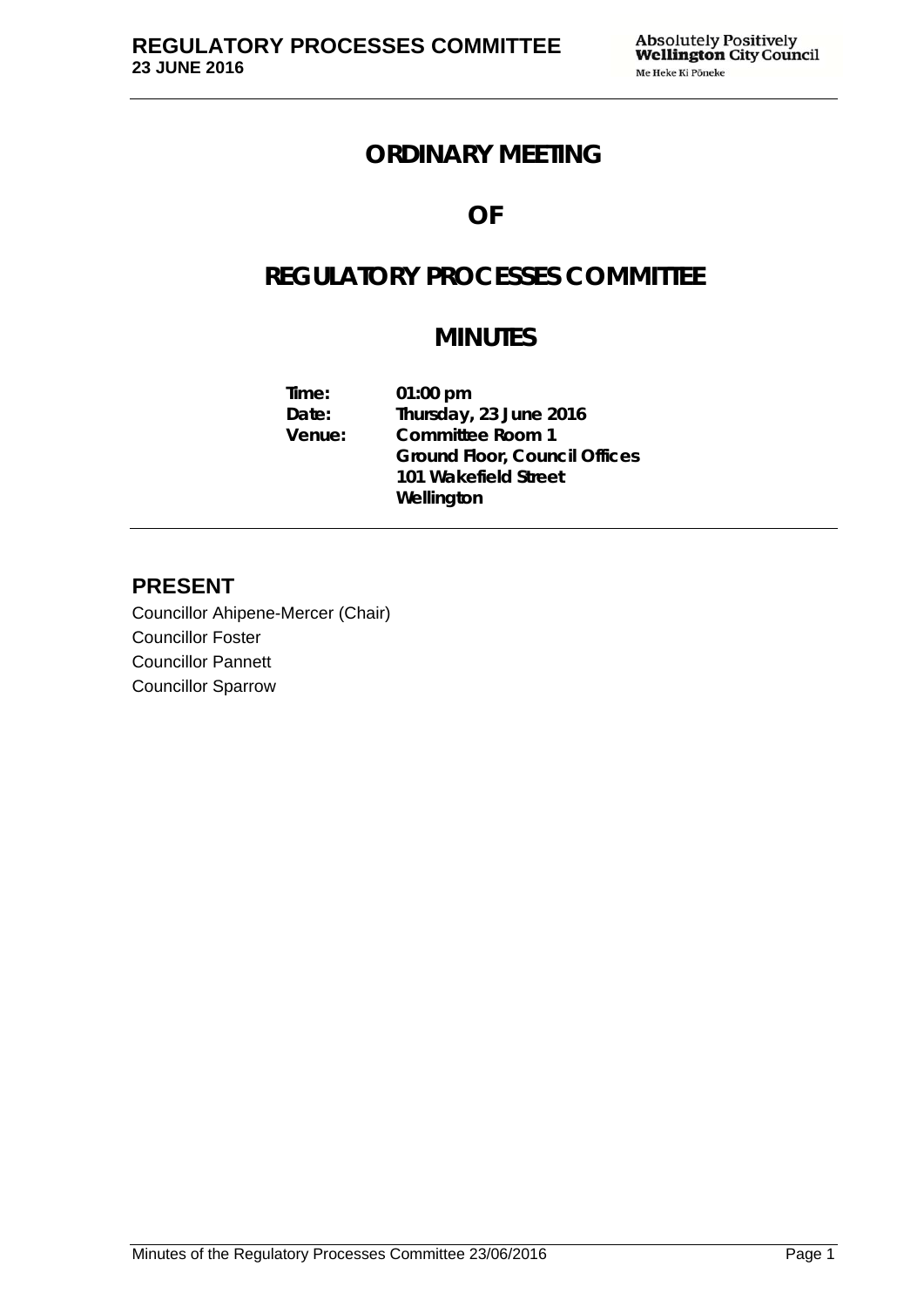# ORDINARY MEETING

# OF

# REGULATORY PROCESSES COMMITTEE

# MINUTES

| | |
|---|---|
| **Time:** | **01:00 pm** |
| **Date:** | **Thursday, 23 June 2016** |
| **Venue:** | **Committee Room 1**<br>**Ground Floor, Council Offices**<br>**101 Wakefield Street**<br>**Wellington** |

## PRESENT

Councillor Ahipene-Mercer (Chair)
Councillor Foster
Councillor Pannett
Councillor Sparrow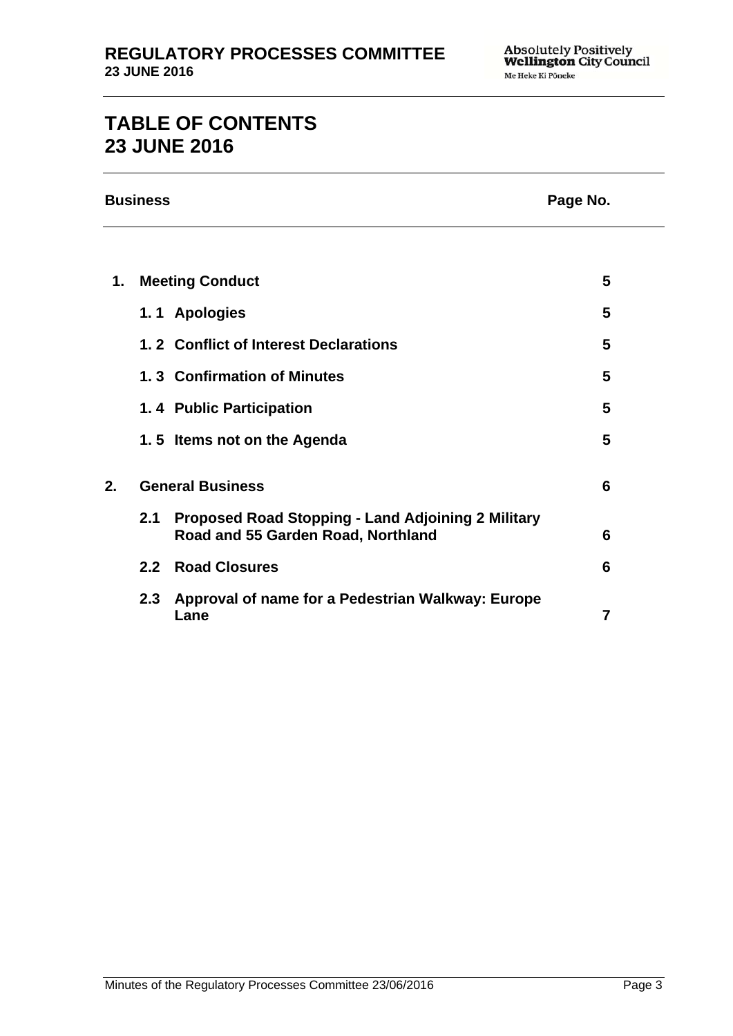# TABLE OF CONTENTS
# 23 JUNE 2016

| Business | | | Page No. |
|---|---|---|---|
| **1.** | **Meeting Conduct** | | **5** |
| | **1. 1** | **Apologies** | **5** |
| | **1. 2** | **Conflict of Interest Declarations** | **5** |
| | **1. 3** | **Confirmation of Minutes** | **5** |
| | **1. 4** | **Public Participation** | **5** |
| | **1. 5** | **Items not on the Agenda** | **5** |
| **2.** | **General Business** | | **6** |
| | **2.1** | **Proposed Road Stopping - Land Adjoining 2 Military Road and 55 Garden Road, Northland** | **6** |
| | **2.2** | **Road Closures** | **6** |
| | **2.3** | **Approval of name for a Pedestrian Walkway: Europe Lane** | **7** |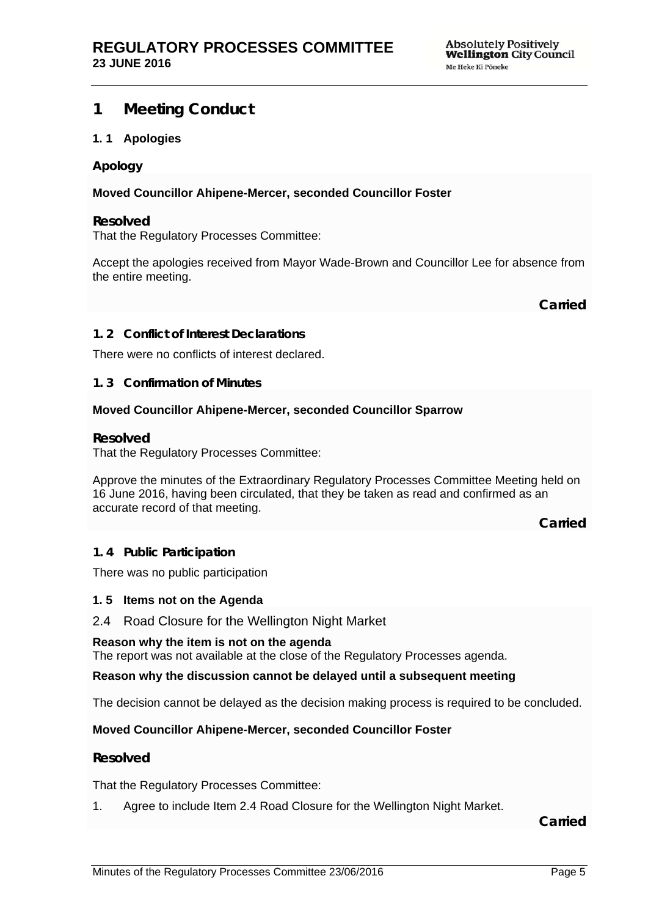# 1 Meeting Conduct

### 1.1 Apologies

**Apology**

**Moved Councillor Ahipene-Mercer, seconded Councillor Foster**

**Resolved**

That the Regulatory Processes Committee:

Accept the apologies received from Mayor Wade-Brown and Councillor Lee for absence from the entire meeting.

**Carried**

### 1.2 Conflict of Interest Declarations

There were no conflicts of interest declared.

### 1.3 Confirmation of Minutes

**Moved Councillor Ahipene-Mercer, seconded Councillor Sparrow**

**Resolved**

That the Regulatory Processes Committee:

Approve the minutes of the Extraordinary Regulatory Processes Committee Meeting held on 16 June 2016, having been circulated, that they be taken as read and confirmed as an accurate record of that meeting.

**Carried**

### 1.4 Public Participation

There was no public participation

### 1.5 Items not on the Agenda

2.4 Road Closure for the Wellington Night Market

**Reason why the item is not on the agenda**
The report was not available at the close of the Regulatory Processes agenda.

**Reason why the discussion cannot be delayed until a subsequent meeting**

The decision cannot be delayed as the decision making process is required to be concluded.

**Moved Councillor Ahipene-Mercer, seconded Councillor Foster**

**Resolved**

That the Regulatory Processes Committee:

1. Agree to include Item 2.4 Road Closure for the Wellington Night Market.

**Carried**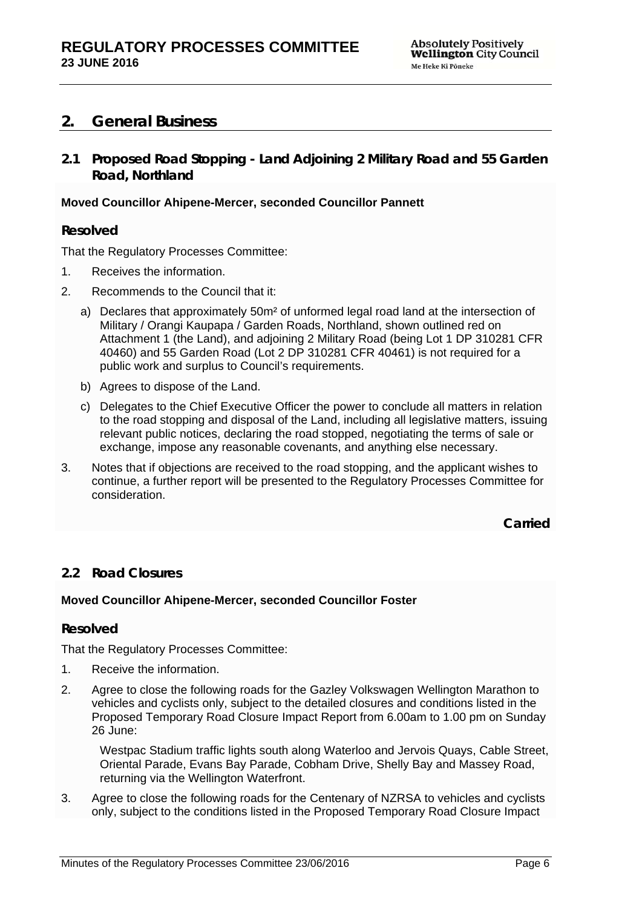## 2. General Business

### 2.1 Proposed Road Stopping - Land Adjoining 2 Military Road and 55 Garden Road, Northland

**Moved Councillor Ahipene-Mercer, seconded Councillor Pannett**

#### Resolved

That the Regulatory Processes Committee:

1. Receives the information.
2. Recommends to the Council that it:
   a) Declares that approximately 50m² of unformed legal road land at the intersection of Military / Orangi Kaupapa / Garden Roads, Northland, shown outlined red on Attachment 1 (the Land), and adjoining 2 Military Road (being Lot 1 DP 310281 CFR 40460) and 55 Garden Road (Lot 2 DP 310281 CFR 40461) is not required for a public work and surplus to Council's requirements.
   b) Agrees to dispose of the Land.
   c) Delegates to the Chief Executive Officer the power to conclude all matters in relation to the road stopping and disposal of the Land, including all legislative matters, issuing relevant public notices, declaring the road stopped, negotiating the terms of sale or exchange, impose any reasonable covenants, and anything else necessary.
3. Notes that if objections are received to the road stopping, and the applicant wishes to continue, a further report will be presented to the Regulatory Processes Committee for consideration.

**Carried**

### 2.2 Road Closures

**Moved Councillor Ahipene-Mercer, seconded Councillor Foster**

#### Resolved

That the Regulatory Processes Committee:

1. Receive the information.
2. Agree to close the following roads for the Gazley Volkswagen Wellington Marathon to vehicles and cyclists only, subject to the detailed closures and conditions listed in the Proposed Temporary Road Closure Impact Report from 6.00am to 1.00 pm on Sunday 26 June:

   Westpac Stadium traffic lights south along Waterloo and Jervois Quays, Cable Street, Oriental Parade, Evans Bay Parade, Cobham Drive, Shelly Bay and Massey Road, returning via the Wellington Waterfront.
3. Agree to close the following roads for the Centenary of NZRSA to vehicles and cyclists only, subject to the conditions listed in the Proposed Temporary Road Closure Impact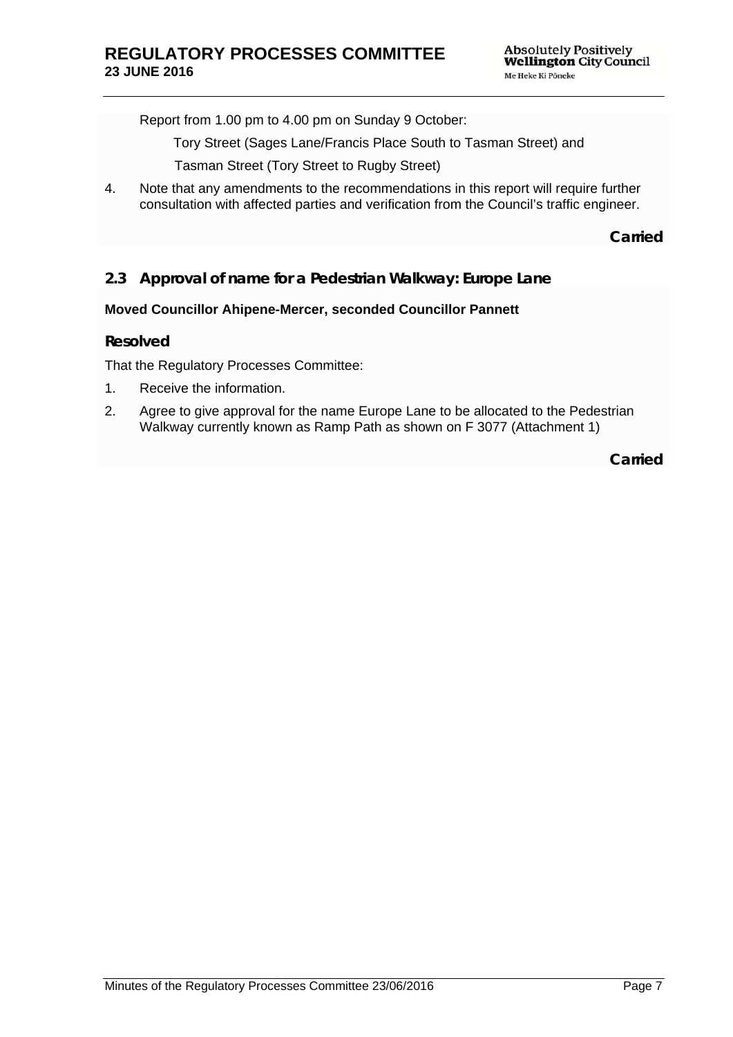Report from 1.00 pm to 4.00 pm on Sunday 9 October:

Tory Street (Sages Lane/Francis Place South to Tasman Street) and

Tasman Street (Tory Street to Rugby Street)

4. Note that any amendments to the recommendations in this report will require further consultation with affected parties and verification from the Council's traffic engineer.

**Carried**

## 2.3 Approval of name for a Pedestrian Walkway: Europe Lane

**Moved Councillor Ahipene-Mercer, seconded Councillor Pannett**

### Resolved

That the Regulatory Processes Committee:

1. Receive the information.
2. Agree to give approval for the name Europe Lane to be allocated to the Pedestrian Walkway currently known as Ramp Path as shown on F 3077 (Attachment 1)

**Carried**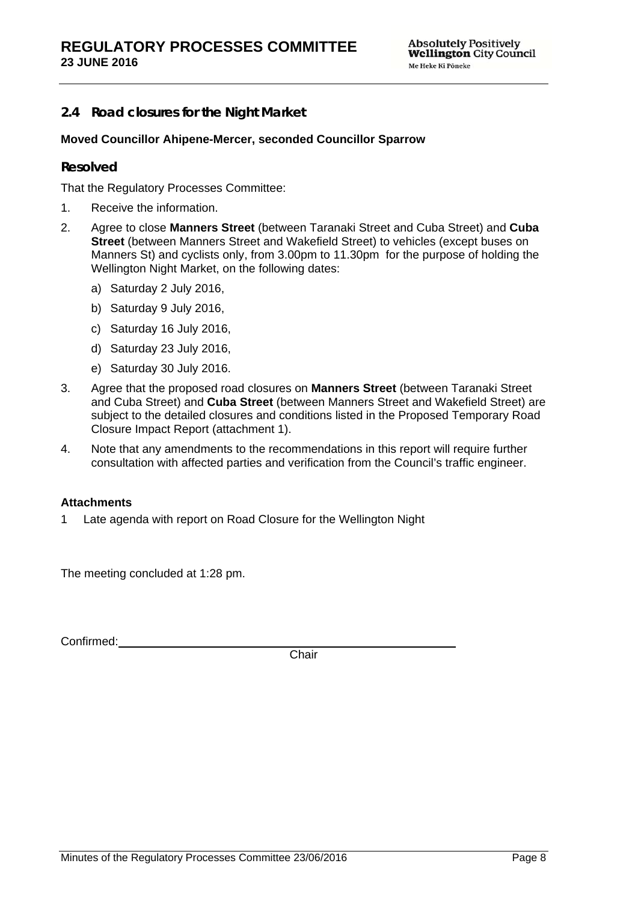## 2.4 Road closures for the Night Market

**Moved Councillor Ahipene-Mercer, seconded Councillor Sparrow**

### Resolved

That the Regulatory Processes Committee:

1. Receive the information.
2. Agree to close **Manners Street** (between Taranaki Street and Cuba Street) and **Cuba Street** (between Manners Street and Wakefield Street) to vehicles (except buses on Manners St) and cyclists only, from 3.00pm to 11.30pm for the purpose of holding the Wellington Night Market, on the following dates:
   a) Saturday 2 July 2016,
   b) Saturday 9 July 2016,
   c) Saturday 16 July 2016,
   d) Saturday 23 July 2016,
   e) Saturday 30 July 2016.
3. Agree that the proposed road closures on **Manners Street** (between Taranaki Street and Cuba Street) and **Cuba Street** (between Manners Street and Wakefield Street) are subject to the detailed closures and conditions listed in the Proposed Temporary Road Closure Impact Report (attachment 1).
4. Note that any amendments to the recommendations in this report will require further consultation with affected parties and verification from the Council's traffic engineer.

**Attachments**

1 Late agenda with report on Road Closure for the Wellington Night

The meeting concluded at 1:28 pm.

Confirmed: \_\_\_\_\_\_\_\_\_\_\_\_\_\_\_\_\_\_\_\_\_\_\_\_\_\_\_\_\_\_\_\_\_\_\_\_\_\_\_\_

Chair